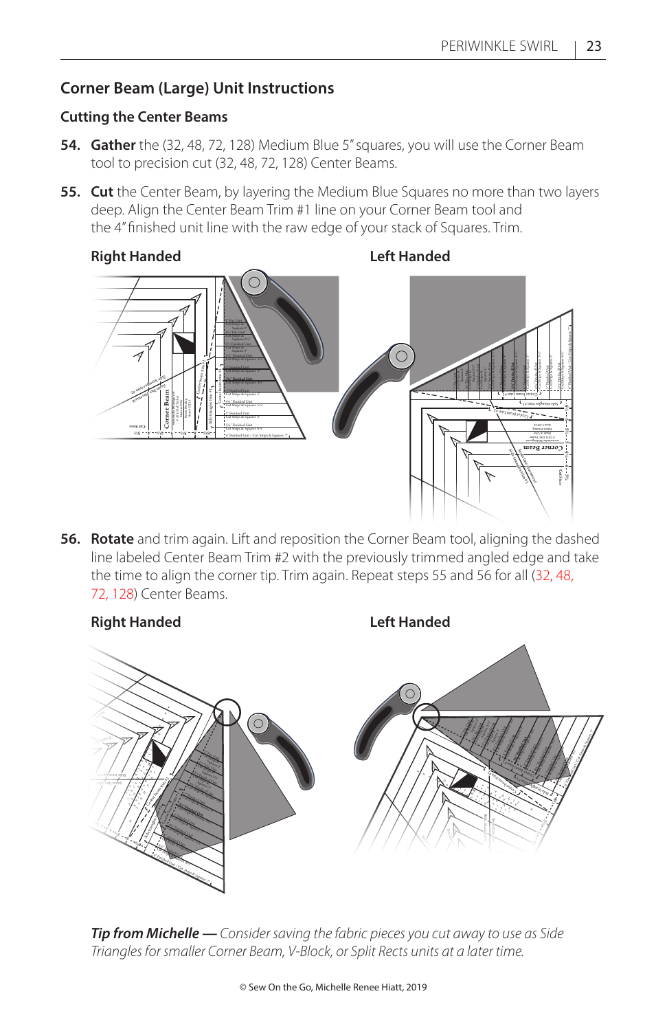## Corner Beam (Large) Unit Instructions

### Cutting the Center Beams

**54. Gather** the (32, 48, 72, 128) Medium Blue 5" squares, you will use the Corner Beam tool to precision cut (32, 48, 72, 128) Center Beams.

**55. Cut** the Center Beam, by layering the Medium Blue Squares no more than two layers deep. Align the Center Beam Trim #1 line on your Corner Beam tool and the 4" finished unit line with the raw edge of your stack of Squares. Trim.

**Right Handed** **Left Handed**

**56. Rotate** and trim again. Lift and reposition the Corner Beam tool, aligning the dashed line labeled Center Beam Trim #2 with the previously trimmed angled edge and take the time to align the corner tip. Trim again. Repeat steps 55 and 56 for all (32, 48, 72, 128) Center Beams.

**Right Handed** **Left Handed**

***Tip from Michelle —*** *Consider saving the fabric pieces you cut away to use as Side Triangles for smaller Corner Beam, V-Block, or Split Rects units at a later time.*

© Sew On the Go, Michelle Renee Hiatt, 2019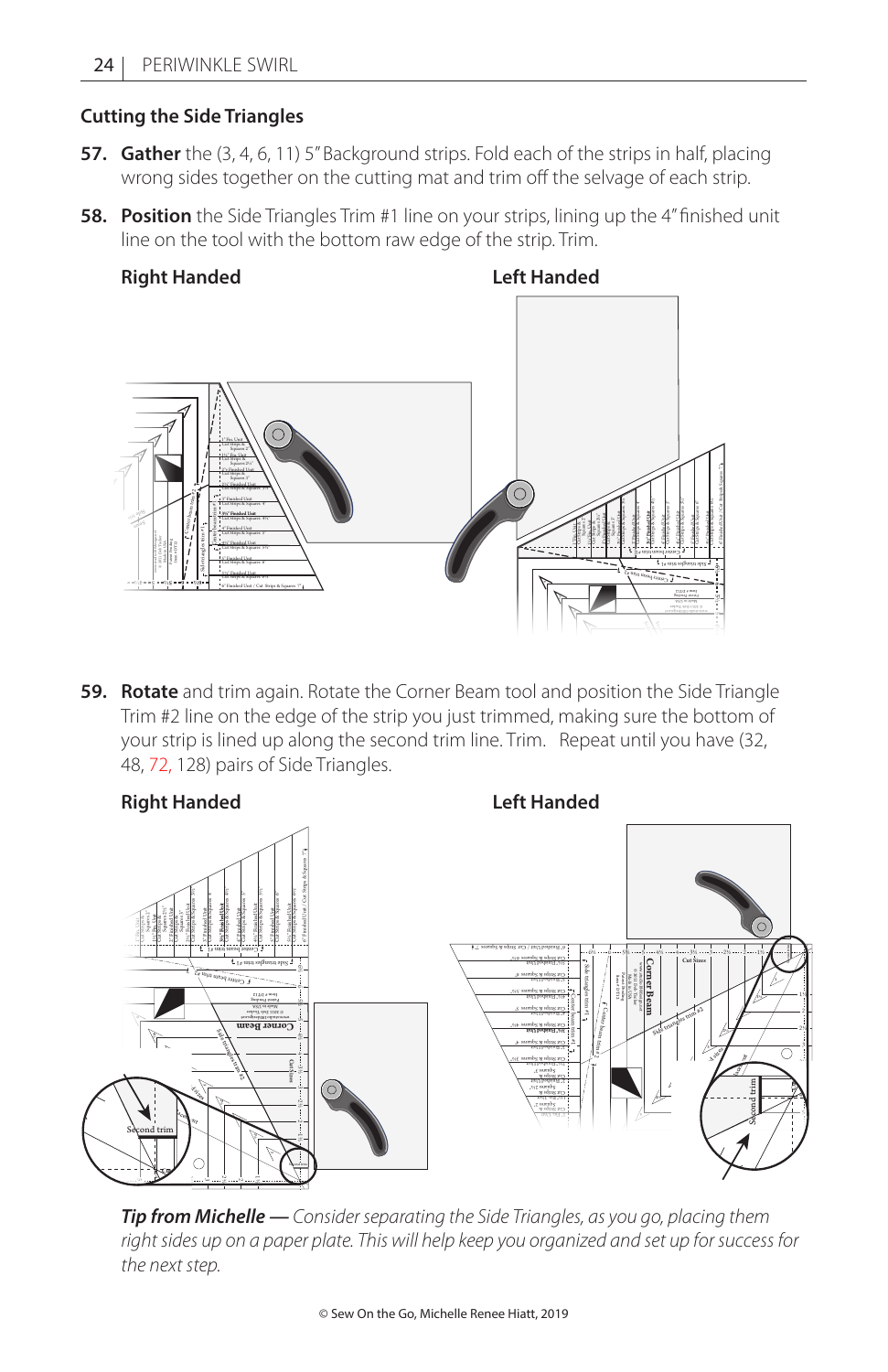### Cutting the Side Triangles

**57. Gather** the (3, 4, 6, 11) 5" Background strips. Fold each of the strips in half, placing wrong sides together on the cutting mat and trim off the selvage of each strip.

**58. Position** the Side Triangles Trim #1 line on your strips, lining up the 4" finished unit line on the tool with the bottom raw edge of the strip. Trim.

**Right Handed** **Left Handed**

**59. Rotate** and trim again. Rotate the Corner Beam tool and position the Side Triangle Trim #2 line on the edge of the strip you just trimmed, making sure the bottom of your strip is lined up along the second trim line. Trim. Repeat until you have (32, 48, 72, 128) pairs of Side Triangles.

**Right Handed** **Left Handed**

***Tip from Michelle —*** *Consider separating the Side Triangles, as you go, placing them right sides up on a paper plate. This will help keep you organized and set up for success for the next step.*

© Sew On the Go, Michelle Renee Hiatt, 2019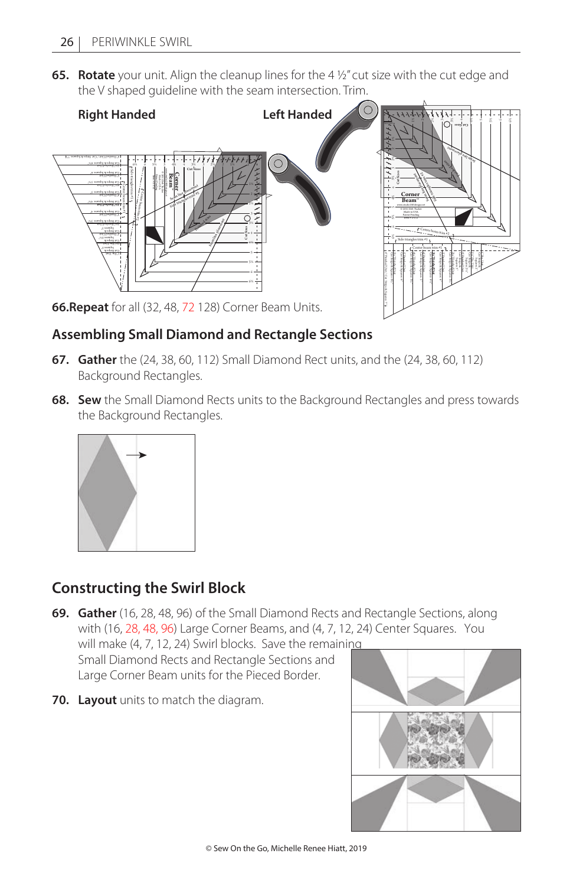65. **Rotate** your unit. Align the cleanup lines for the 4 ½" cut size with the cut edge and the V shaped guideline with the seam intersection. Trim.

**Right Handed** **Left Handed**

66. **Repeat** for all (32, 48, 72 128) Corner Beam Units.

## Assembling Small Diamond and Rectangle Sections

67. **Gather** the (24, 38, 60, 112) Small Diamond Rect units, and the (24, 38, 60, 112) Background Rectangles.

68. **Sew** the Small Diamond Rects units to the Background Rectangles and press towards the Background Rectangles.

## Constructing the Swirl Block

69. **Gather** (16, 28, 48, 96) of the Small Diamond Rects and Rectangle Sections, along with (16, 28, 48, 96) Large Corner Beams, and (4, 7, 12, 24) Center Squares. You will make (4, 7, 12, 24) Swirl blocks. Save the remaining Small Diamond Rects and Rectangle Sections and Large Corner Beam units for the Pieced Border.

70. **Layout** units to match the diagram.

© Sew On the Go, Michelle Renee Hiatt, 2019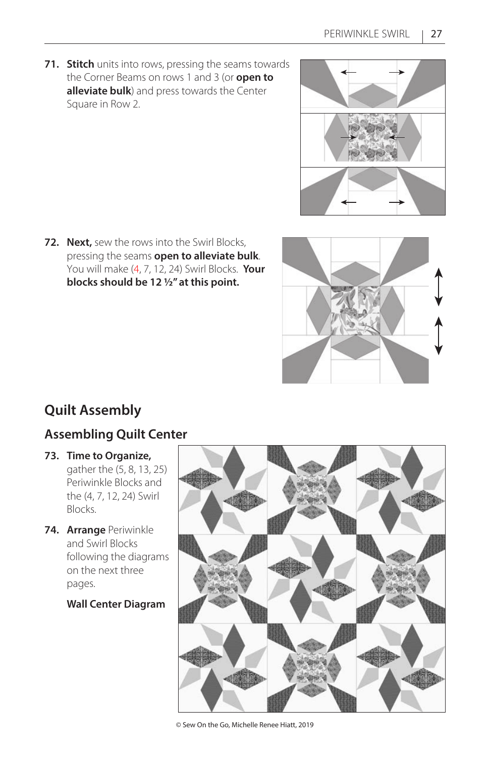71. **Stitch** units into rows, pressing the seams towards the Corner Beams on rows 1 and 3 (or **open to alleviate bulk**) and press towards the Center Square in Row 2.

72. **Next,** sew the rows into the Swirl Blocks, pressing the seams **open to alleviate bulk**. You will make (4, 7, 12, 24) Swirl Blocks. **Your blocks should be 12 ½" at this point.**

# Quilt Assembly

## Assembling Quilt Center

73. **Time to Organize,** gather the (5, 8, 13, 25) Periwinkle Blocks and the (4, 7, 12, 24) Swirl Blocks.

74. **Arrange** Periwinkle and Swirl Blocks following the diagrams on the next three pages.

    **Wall Center Diagram**

© Sew On the Go, Michelle Renee Hiatt, 2019